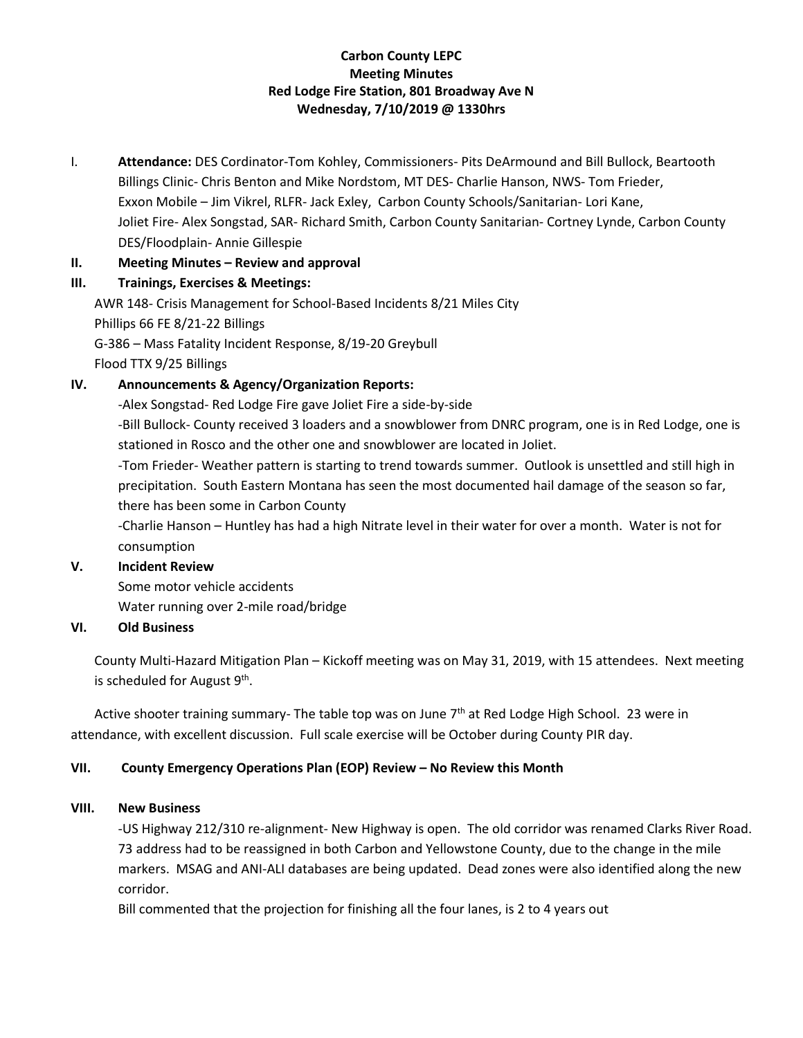**Carbon County LEPC**
**Meeting Minutes**
**Red Lodge Fire Station, 801 Broadway Ave N**
**Wednesday, 7/10/2019 @ 1330hrs**

I. **Attendance:** DES Cordinator-Tom Kohley, Commissioners- Pits DeArmound and Bill Bullock, Beartooth Billings Clinic- Chris Benton and Mike Nordstom, MT DES- Charlie Hanson, NWS- Tom Frieder, Exxon Mobile – Jim Vikrel, RLFR- Jack Exley, Carbon County Schools/Sanitarian- Lori Kane, Joliet Fire- Alex Songstad, SAR- Richard Smith, Carbon County Sanitarian- Cortney Lynde, Carbon County DES/Floodplain- Annie Gillespie

**II. Meeting Minutes – Review and approval**

**III. Trainings, Exercises & Meetings:**

AWR 148- Crisis Management for School-Based Incidents 8/21 Miles City
Phillips 66 FE 8/21-22 Billings
G-386 – Mass Fatality Incident Response, 8/19-20 Greybull
Flood TTX 9/25 Billings

**IV. Announcements & Agency/Organization Reports:**

-Alex Songstad- Red Lodge Fire gave Joliet Fire a side-by-side

-Bill Bullock- County received 3 loaders and a snowblower from DNRC program, one is in Red Lodge, one is stationed in Rosco and the other one and snowblower are located in Joliet.

-Tom Frieder- Weather pattern is starting to trend towards summer. Outlook is unsettled and still high in precipitation. South Eastern Montana has seen the most documented hail damage of the season so far, there has been some in Carbon County

-Charlie Hanson – Huntley has had a high Nitrate level in their water for over a month. Water is not for consumption

**V. Incident Review**

Some motor vehicle accidents
Water running over 2-mile road/bridge

**VI. Old Business**

County Multi-Hazard Mitigation Plan – Kickoff meeting was on May 31, 2019, with 15 attendees. Next meeting is scheduled for August 9th.

Active shooter training summary- The table top was on June 7th at Red Lodge High School. 23 were in attendance, with excellent discussion. Full scale exercise will be October during County PIR day.

**VII. County Emergency Operations Plan (EOP) Review – No Review this Month**

**VIII. New Business**

-US Highway 212/310 re-alignment- New Highway is open. The old corridor was renamed Clarks River Road. 73 address had to be reassigned in both Carbon and Yellowstone County, due to the change in the mile markers. MSAG and ANI-ALI databases are being updated. Dead zones were also identified along the new corridor.

Bill commented that the projection for finishing all the four lanes, is 2 to 4 years out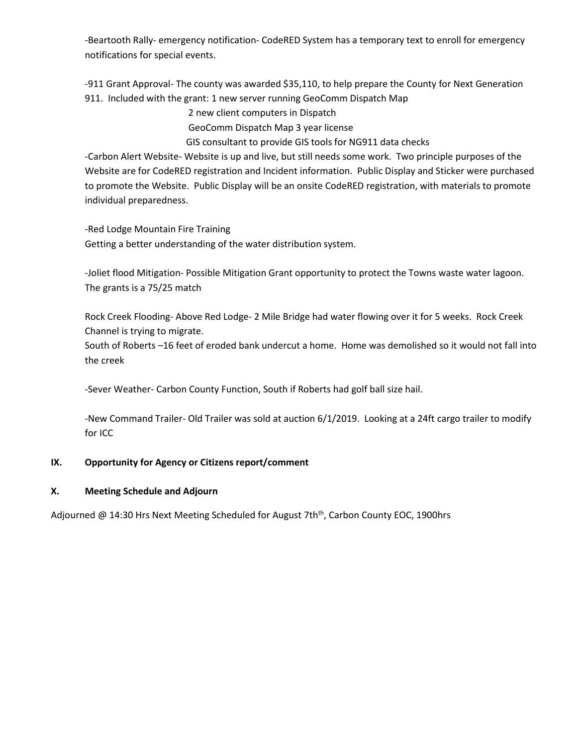-Beartooth Rally- emergency notification- CodeRED System has a temporary text to enroll for emergency notifications for special events.

-911 Grant Approval- The county was awarded $35,110, to help prepare the County for Next Generation 911. Included with the grant: 1 new server running GeoComm Dispatch Map

2 new client computers in Dispatch

GeoComm Dispatch Map 3 year license

GIS consultant to provide GIS tools for NG911 data checks

-Carbon Alert Website- Website is up and live, but still needs some work. Two principle purposes of the Website are for CodeRED registration and Incident information. Public Display and Sticker were purchased to promote the Website. Public Display will be an onsite CodeRED registration, with materials to promote individual preparedness.

-Red Lodge Mountain Fire Training
Getting a better understanding of the water distribution system.

-Joliet flood Mitigation- Possible Mitigation Grant opportunity to protect the Towns waste water lagoon. The grants is a 75/25 match

Rock Creek Flooding- Above Red Lodge- 2 Mile Bridge had water flowing over it for 5 weeks. Rock Creek Channel is trying to migrate.
South of Roberts –16 feet of eroded bank undercut a home. Home was demolished so it would not fall into the creek

-Sever Weather- Carbon County Function, South if Roberts had golf ball size hail.

-New Command Trailer- Old Trailer was sold at auction 6/1/2019. Looking at a 24ft cargo trailer to modify for ICC

## IX. Opportunity for Agency or Citizens report/comment

## X. Meeting Schedule and Adjourn

Adjourned @ 14:30 Hrs Next Meeting Scheduled for August 7th[th], Carbon County EOC, 1900hrs